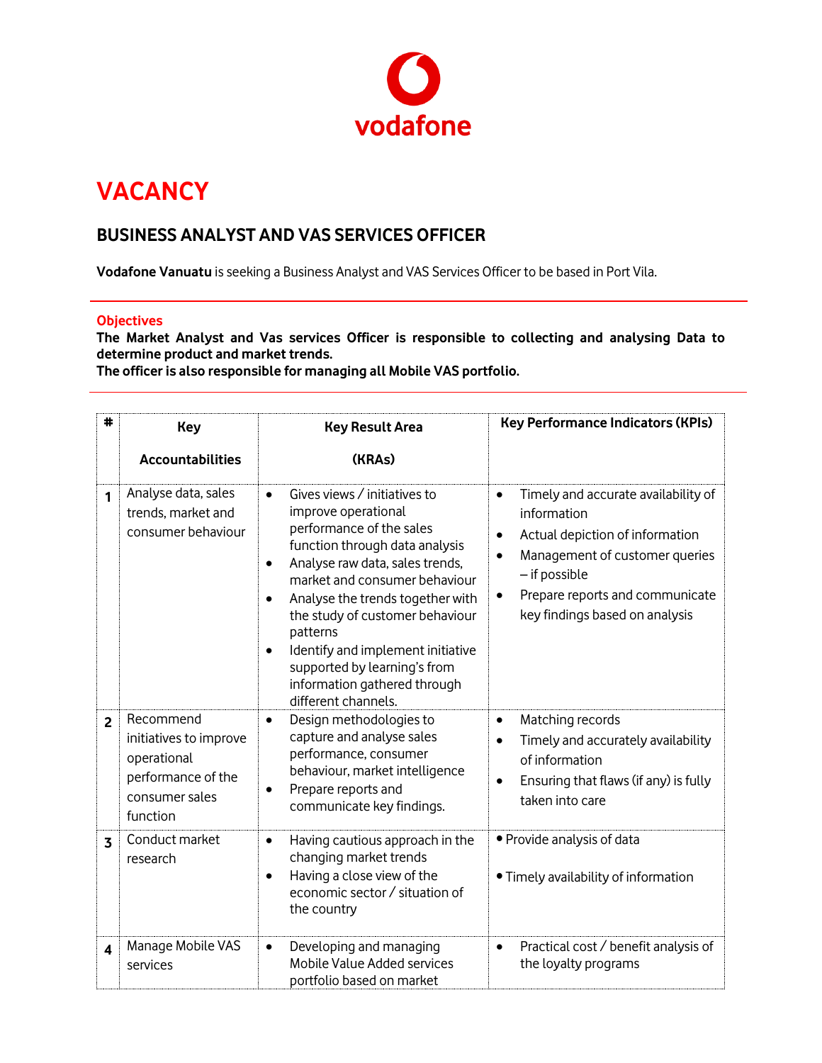vodafone

# VACANCY

## BUSINESS ANALYST AND VAS SERVICES OFFICER

**Vodafone Vanuatu** is seeking a Business Analyst and VAS Services Officer to be based in Port Vila.

### Objectives

**The Market Analyst and Vas services Officer is responsible to collecting and analysing Data to determine product and market trends.**
**The officer is also responsible for managing all Mobile VAS portfolio.**

| # | Key Accountabilities | Key Result Area (KRAs) | Key Performance Indicators (KPIs) |
|---|---|---|---|
| 1 | Analyse data, sales trends, market and consumer behaviour | • Gives views / initiatives to improve operational performance of the sales function through data analysis<br>• Analyse raw data, sales trends, market and consumer behaviour<br>• Analyse the trends together with the study of customer behaviour patterns<br>• Identify and implement initiative supported by learning's from information gathered through different channels. | • Timely and accurate availability of information<br>• Actual depiction of information<br>• Management of customer queries – if possible<br>• Prepare reports and communicate key findings based on analysis |
| 2 | Recommend initiatives to improve operational performance of the consumer sales function | • Design methodologies to capture and analyse sales performance, consumer behaviour, market intelligence<br>• Prepare reports and communicate key findings. | • Matching records<br>• Timely and accurately availability of information<br>• Ensuring that flaws (if any) is fully taken into care |
| 3 | Conduct market research | • Having cautious approach in the changing market trends<br>• Having a close view of the economic sector / situation of the country | • Provide analysis of data<br>• Timely availability of information |
| 4 | Manage Mobile VAS services | • Developing and managing Mobile Value Added services portfolio based on market | • Practical cost / benefit analysis of the loyalty programs |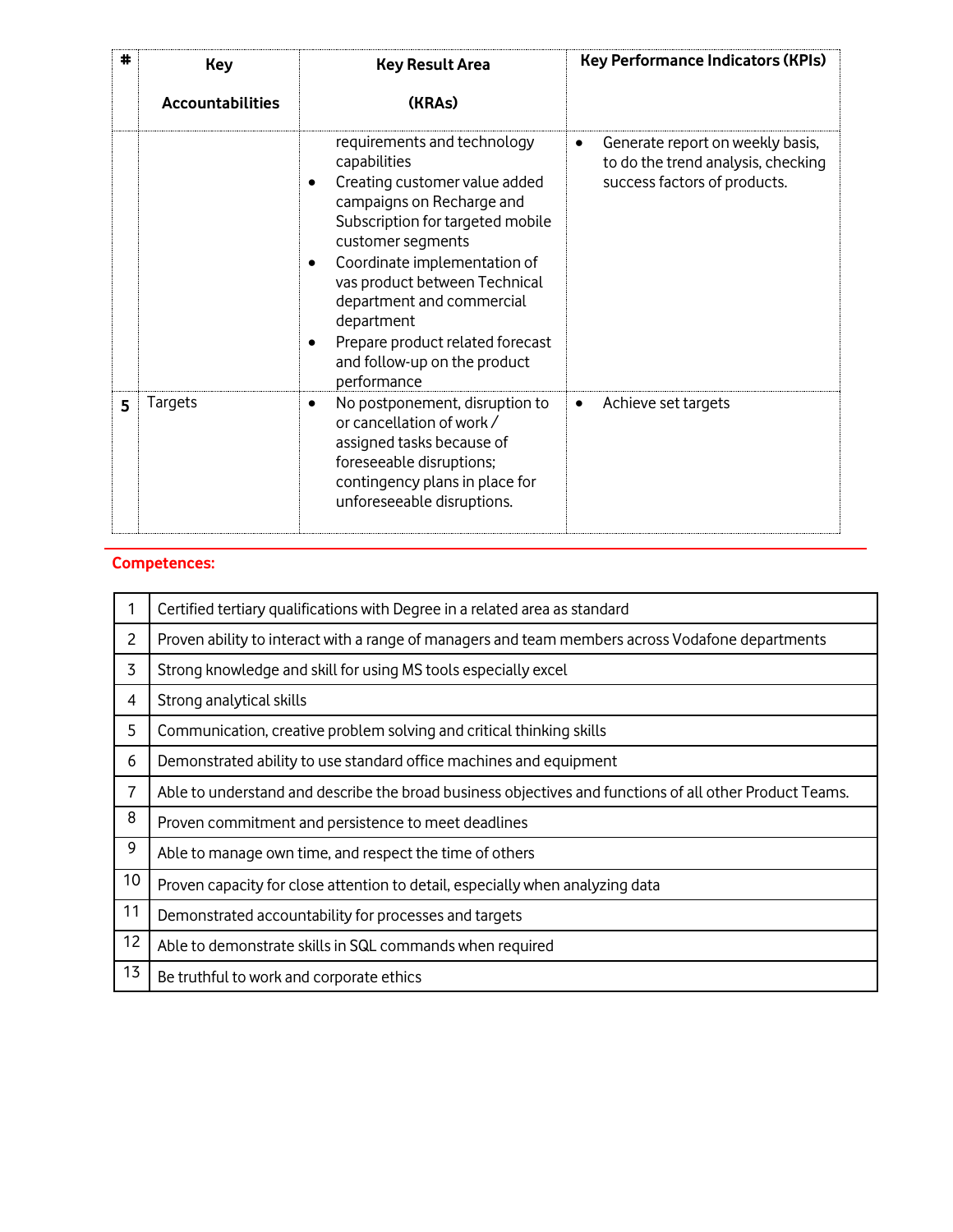| # | Key Accountabilities | Key Result Area (KRAs) | Key Performance Indicators (KPIs) |
|---|---|---|---|
| | | requirements and technology capabilities<br>• Creating customer value added campaigns on Recharge and Subscription for targeted mobile customer segments<br>• Coordinate implementation of vas product between Technical department and commercial department<br>• Prepare product related forecast and follow-up on the product performance | • Generate report on weekly basis, to do the trend analysis, checking success factors of products. |
| 5 | Targets | • No postponement, disruption to or cancellation of work / assigned tasks because of foreseeable disruptions; contingency plans in place for unforeseeable disruptions. | • Achieve set targets |

**Competences:**

| | |
|---|---|
| 1 | Certified tertiary qualifications with Degree in a related area as standard |
| 2 | Proven ability to interact with a range of managers and team members across Vodafone departments |
| 3 | Strong knowledge and skill for using MS tools especially excel |
| 4 | Strong analytical skills |
| 5 | Communication, creative problem solving and critical thinking skills |
| 6 | Demonstrated ability to use standard office machines and equipment |
| 7 | Able to understand and describe the broad business objectives and functions of all other Product Teams. |
| 8 | Proven commitment and persistence to meet deadlines |
| 9 | Able to manage own time, and respect the time of others |
| 10 | Proven capacity for close attention to detail, especially when analyzing data |
| 11 | Demonstrated accountability for processes and targets |
| 12 | Able to demonstrate skills in SQL commands when required |
| 13 | Be truthful to work and corporate ethics |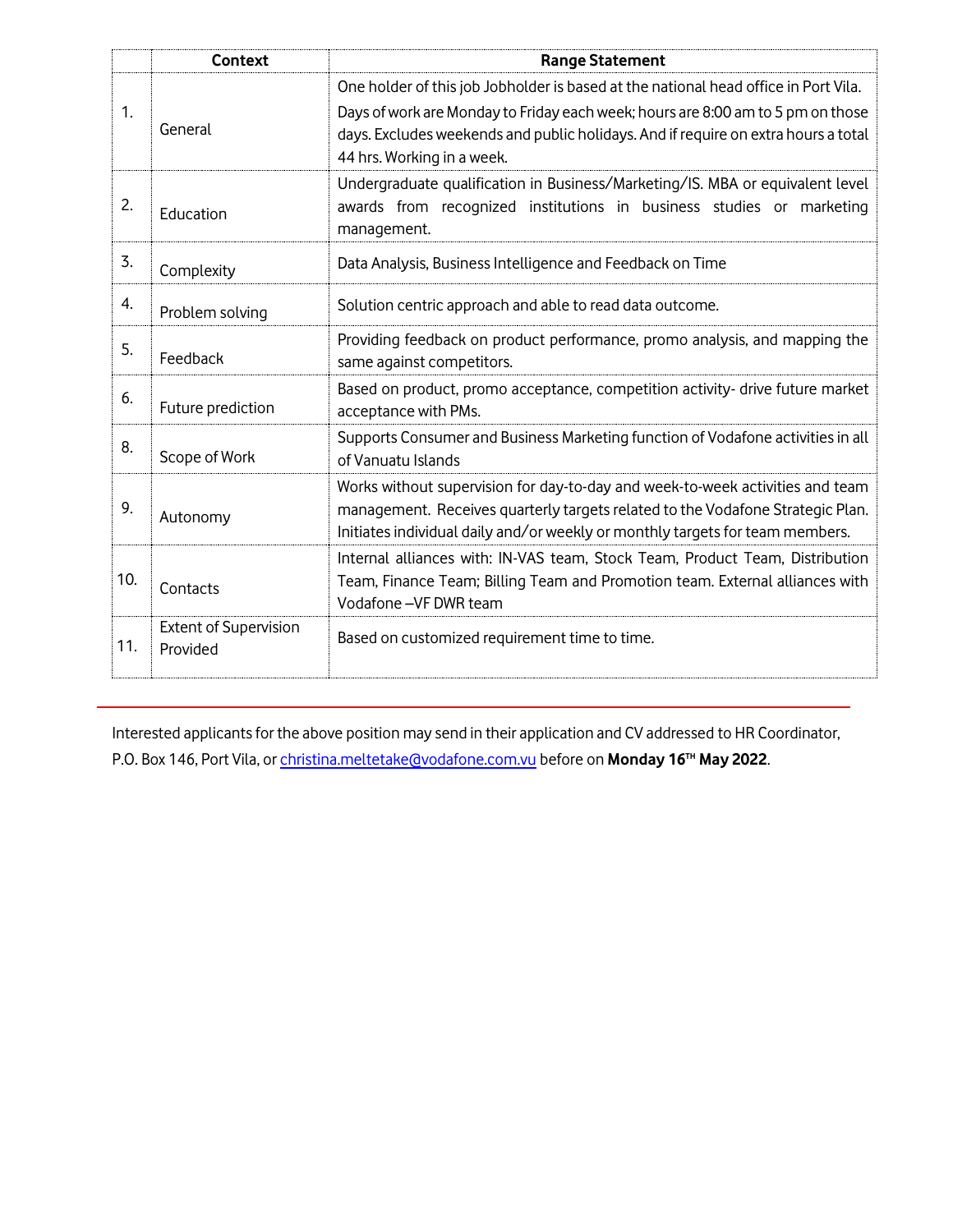|  | Context | Range Statement |
|---|---|---|
| 1. | General | One holder of this job Jobholder is based at the national head office in Port Vila. Days of work are Monday to Friday each week; hours are 8:00 am to 5 pm on those days. Excludes weekends and public holidays. And if require on extra hours a total 44 hrs. Working in a week. |
| 2. | Education | Undergraduate qualification in Business/Marketing/IS. MBA or equivalent level awards from recognized institutions in business studies or marketing management. |
| 3. | Complexity | Data Analysis, Business Intelligence and Feedback on Time |
| 4. | Problem solving | Solution centric approach and able to read data outcome. |
| 5. | Feedback | Providing feedback on product performance, promo analysis, and mapping the same against competitors. |
| 6. | Future prediction | Based on product, promo acceptance, competition activity- drive future market acceptance with PMs. |
| 8. | Scope of Work | Supports Consumer and Business Marketing function of Vodafone activities in all of Vanuatu Islands |
| 9. | Autonomy | Works without supervision for day-to-day and week-to-week activities and team management. Receives quarterly targets related to the Vodafone Strategic Plan. Initiates individual daily and/or weekly or monthly targets for team members. |
| 10. | Contacts | Internal alliances with: IN-VAS team, Stock Team, Product Team, Distribution Team, Finance Team; Billing Team and Promotion team. External alliances with Vodafone –VF DWR team |
| 11. | Extent of Supervision Provided | Based on customized requirement time to time. |

---

Interested applicants for the above position may send in their application and CV addressed to HR Coordinator, P.O. Box 146, Port Vila, or christina.meltetake@vodafone.com.vu before on **Monday 16TH May 2022**.